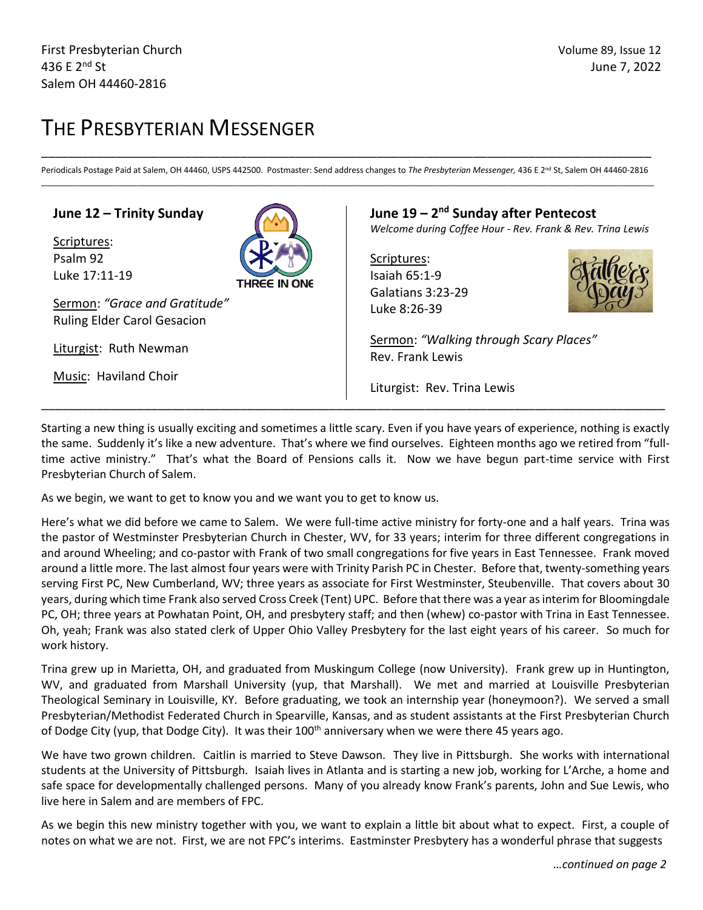First Presbyterian Church
436 E 2nd St
Salem OH 44460-2816

Volume 89, Issue 12
June 7, 2022

# THE PRESBYTERIAN MESSENGER

Periodicals Postage Paid at Salem, OH 44460, USPS 442500. Postmaster: Send address changes to *The Presbyterian Messenger,* 436 E 2nd St, Salem OH 44460-2816

---

### June 12 – Trinity Sunday

Scriptures:
Psalm 92
Luke 17:11-19

Sermon: *"Grace and Gratitude"*
Ruling Elder Carol Gesacion

Liturgist: Ruth Newman

Music: Haviland Choir

### June 19 – 2nd Sunday after Pentecost

*Welcome during Coffee Hour - Rev. Frank & Rev. Trina Lewis*

Scriptures:
Isaiah 65:1-9
Galatians 3:23-29
Luke 8:26-39

Sermon: *"Walking through Scary Places"*
Rev. Frank Lewis

Liturgist: Rev. Trina Lewis

---

Starting a new thing is usually exciting and sometimes a little scary. Even if you have years of experience, nothing is exactly the same. Suddenly it's like a new adventure. That's where we find ourselves. Eighteen months ago we retired from "full-time active ministry." That's what the Board of Pensions calls it. Now we have begun part-time service with First Presbyterian Church of Salem.

As we begin, we want to get to know you and we want you to get to know us.

Here's what we did before we came to Salem. We were full-time active ministry for forty-one and a half years. Trina was the pastor of Westminster Presbyterian Church in Chester, WV, for 33 years; interim for three different congregations in and around Wheeling; and co-pastor with Frank of two small congregations for five years in East Tennessee. Frank moved around a little more. The last almost four years were with Trinity Parish PC in Chester. Before that, twenty-something years serving First PC, New Cumberland, WV; three years as associate for First Westminster, Steubenville. That covers about 30 years, during which time Frank also served Cross Creek (Tent) UPC. Before that there was a year as interim for Bloomingdale PC, OH; three years at Powhatan Point, OH, and presbytery staff; and then (whew) co-pastor with Trina in East Tennessee. Oh, yeah; Frank was also stated clerk of Upper Ohio Valley Presbytery for the last eight years of his career. So much for work history.

Trina grew up in Marietta, OH, and graduated from Muskingum College (now University). Frank grew up in Huntington, WV, and graduated from Marshall University (yup, that Marshall). We met and married at Louisville Presbyterian Theological Seminary in Louisville, KY. Before graduating, we took an internship year (honeymoon?). We served a small Presbyterian/Methodist Federated Church in Spearville, Kansas, and as student assistants at the First Presbyterian Church of Dodge City (yup, that Dodge City). It was their 100th anniversary when we were there 45 years ago.

We have two grown children. Caitlin is married to Steve Dawson. They live in Pittsburgh. She works with international students at the University of Pittsburgh. Isaiah lives in Atlanta and is starting a new job, working for L'Arche, a home and safe space for developmentally challenged persons. Many of you already know Frank's parents, John and Sue Lewis, who live here in Salem and are members of FPC.

As we begin this new ministry together with you, we want to explain a little bit about what to expect. First, a couple of notes on what we are not. First, we are not FPC's interims. Eastminster Presbytery has a wonderful phrase that suggests

*…continued on page 2*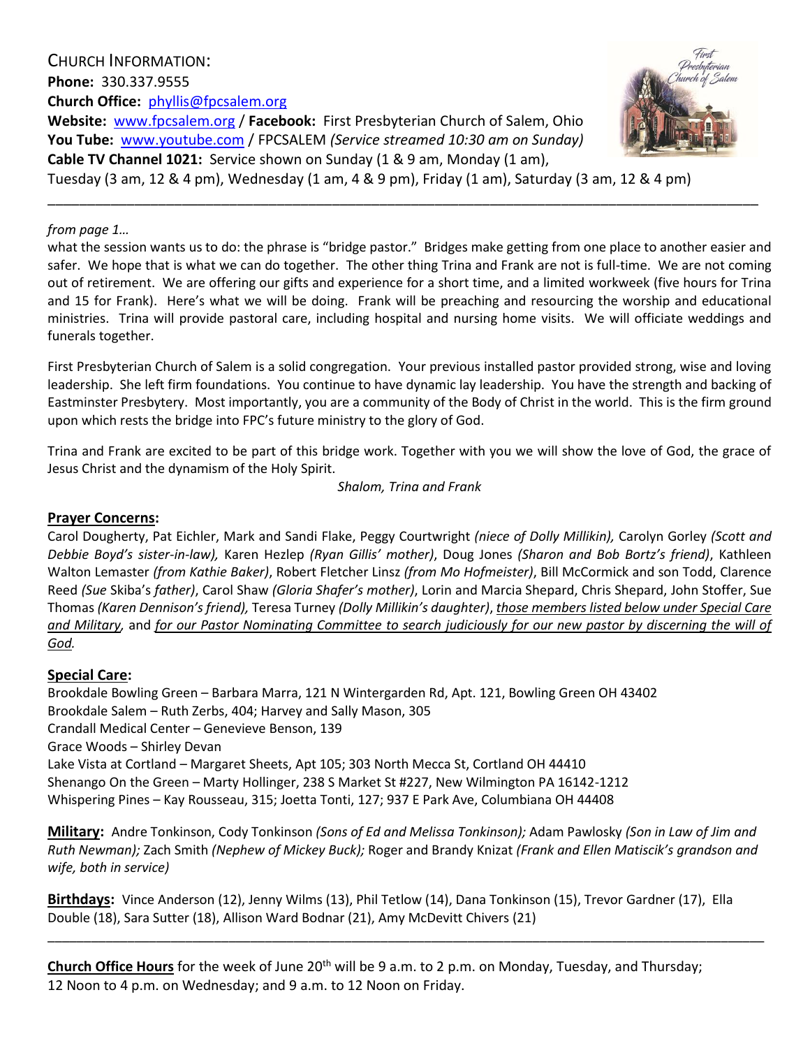CHURCH INFORMATION:
**Phone:** 330.337.9555
**Church Office:** phyllis@fpcsalem.org
**Website:** www.fpcsalem.org / **Facebook:** First Presbyterian Church of Salem, Ohio
**You Tube:** www.youtube.com / FPCSALEM *(Service streamed 10:30 am on Sunday)*
**Cable TV Channel 1021:** Service shown on Sunday (1 & 9 am, Monday (1 am), Tuesday (3 am, 12 & 4 pm), Wednesday (1 am, 4 & 9 pm), Friday (1 am), Saturday (3 am, 12 & 4 pm)

---

*from page 1…*
what the session wants us to do: the phrase is "bridge pastor." Bridges make getting from one place to another easier and safer. We hope that is what we can do together. The other thing Trina and Frank are not is full-time. We are not coming out of retirement. We are offering our gifts and experience for a short time, and a limited workweek (five hours for Trina and 15 for Frank). Here's what we will be doing. Frank will be preaching and resourcing the worship and educational ministries. Trina will provide pastoral care, including hospital and nursing home visits. We will officiate weddings and funerals together.

First Presbyterian Church of Salem is a solid congregation. Your previous installed pastor provided strong, wise and loving leadership. She left firm foundations. You continue to have dynamic lay leadership. You have the strength and backing of Eastminster Presbytery. Most importantly, you are a community of the Body of Christ in the world. This is the firm ground upon which rests the bridge into FPC's future ministry to the glory of God.

Trina and Frank are excited to be part of this bridge work. Together with you we will show the love of God, the grace of Jesus Christ and the dynamism of the Holy Spirit.

*Shalom, Trina and Frank*

**Prayer Concerns:**
Carol Dougherty, Pat Eichler, Mark and Sandi Flake, Peggy Courtwright *(niece of Dolly Millikin),* Carolyn Gorley *(Scott and Debbie Boyd's sister-in-law),* Karen Hezlep *(Ryan Gillis' mother)*, Doug Jones *(Sharon and Bob Bortz's friend)*, Kathleen Walton Lemaster *(from Kathie Baker)*, Robert Fletcher Linsz *(from Mo Hofmeister)*, Bill McCormick and son Todd, Clarence Reed *(Sue* Skiba*'s father)*, Carol Shaw *(Gloria Shafer's mother)*, Lorin and Marcia Shepard, Chris Shepard, John Stoffer, Sue Thomas *(Karen Dennison's friend),* Teresa Turney *(Dolly Millikin's daughter)*, *those members listed below under Special Care and Military,* and *for our Pastor Nominating Committee to search judiciously for our new pastor by discerning the will of God.*

**Special Care:**
Brookdale Bowling Green – Barbara Marra, 121 N Wintergarden Rd, Apt. 121, Bowling Green OH 43402
Brookdale Salem – Ruth Zerbs, 404; Harvey and Sally Mason, 305
Crandall Medical Center – Genevieve Benson, 139
Grace Woods – Shirley Devan
Lake Vista at Cortland – Margaret Sheets, Apt 105; 303 North Mecca St, Cortland OH 44410
Shenango On the Green – Marty Hollinger, 238 S Market St #227, New Wilmington PA 16142-1212
Whispering Pines – Kay Rousseau, 315; Joetta Tonti, 127; 937 E Park Ave, Columbiana OH 44408

**Military:** Andre Tonkinson, Cody Tonkinson *(Sons of Ed and Melissa Tonkinson);* Adam Pawlosky *(Son in Law of Jim and Ruth Newman);* Zach Smith *(Nephew of Mickey Buck);* Roger and Brandy Knizat *(Frank and Ellen Matiscik's grandson and wife, both in service)*

**Birthdays:** Vince Anderson (12), Jenny Wilms (13), Phil Tetlow (14), Dana Tonkinson (15), Trevor Gardner (17), Ella Double (18), Sara Sutter (18), Allison Ward Bodnar (21), Amy McDevitt Chivers (21)

---

**Church Office Hours** for the week of June 20th will be 9 a.m. to 2 p.m. on Monday, Tuesday, and Thursday; 12 Noon to 4 p.m. on Wednesday; and 9 a.m. to 12 Noon on Friday.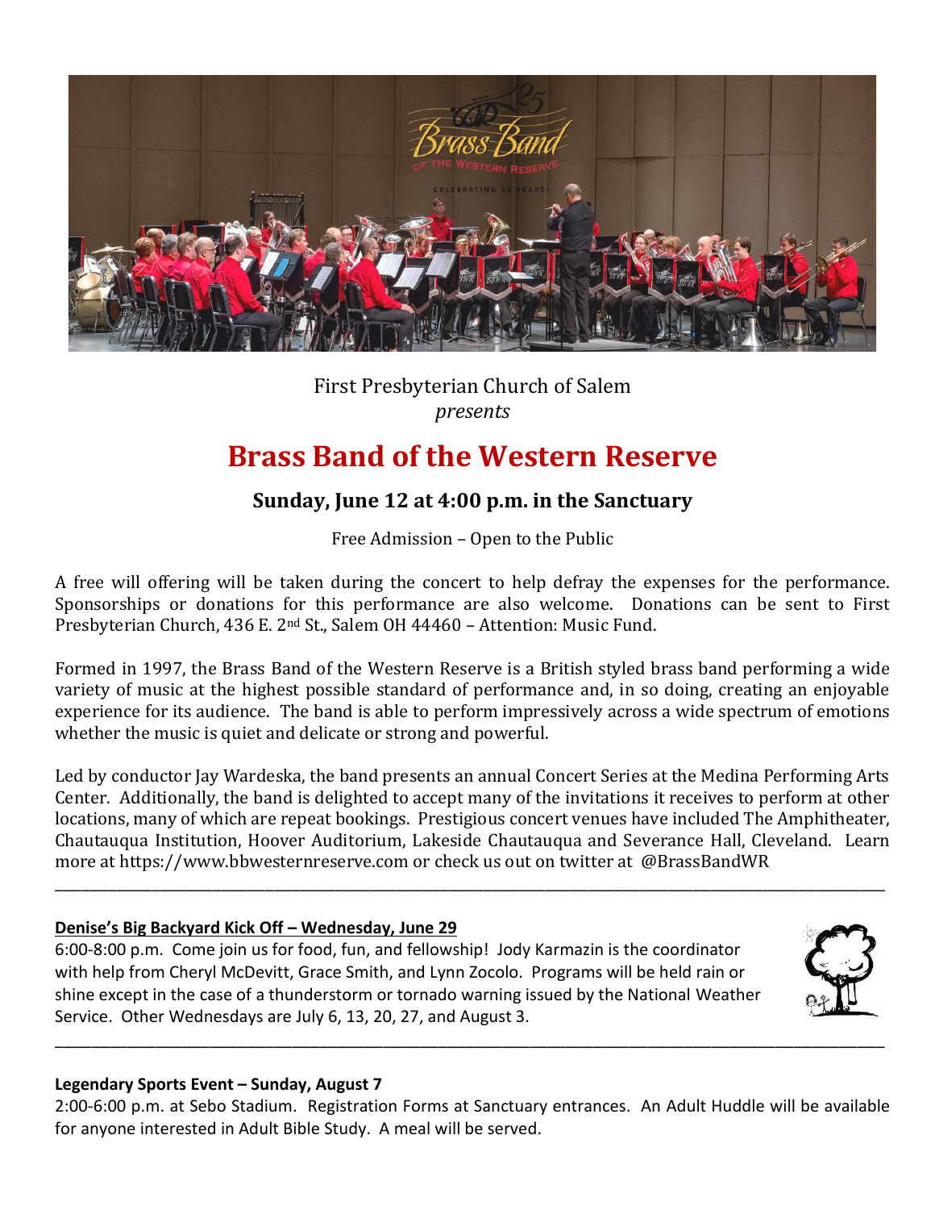First Presbyterian Church of Salem
*presents*

# Brass Band of the Western Reserve

### Sunday, June 12 at 4:00 p.m. in the Sanctuary

Free Admission – Open to the Public

A free will offering will be taken during the concert to help defray the expenses for the performance. Sponsorships or donations for this performance are also welcome. Donations can be sent to First Presbyterian Church, 436 E. 2nd St., Salem OH 44460 – Attention: Music Fund.

Formed in 1997, the Brass Band of the Western Reserve is a British styled brass band performing a wide variety of music at the highest possible standard of performance and, in so doing, creating an enjoyable experience for its audience. The band is able to perform impressively across a wide spectrum of emotions whether the music is quiet and delicate or strong and powerful.

Led by conductor Jay Wardeska, the band presents an annual Concert Series at the Medina Performing Arts Center. Additionally, the band is delighted to accept many of the invitations it receives to perform at other locations, many of which are repeat bookings. Prestigious concert venues have included The Amphitheater, Chautauqua Institution, Hoover Auditorium, Lakeside Chautauqua and Severance Hall, Cleveland. Learn more at https://www.bbwesternreserve.com or check us out on twitter at @BrassBandWR

---

**Denise's Big Backyard Kick Off – Wednesday, June 29**

6:00-8:00 p.m. Come join us for food, fun, and fellowship! Jody Karmazin is the coordinator with help from Cheryl McDevitt, Grace Smith, and Lynn Zocolo. Programs will be held rain or shine except in the case of a thunderstorm or tornado warning issued by the National Weather Service. Other Wednesdays are July 6, 13, 20, 27, and August 3.

---

**Legendary Sports Event – Sunday, August 7**

2:00-6:00 p.m. at Sebo Stadium. Registration Forms at Sanctuary entrances. An Adult Huddle will be available for anyone interested in Adult Bible Study. A meal will be served.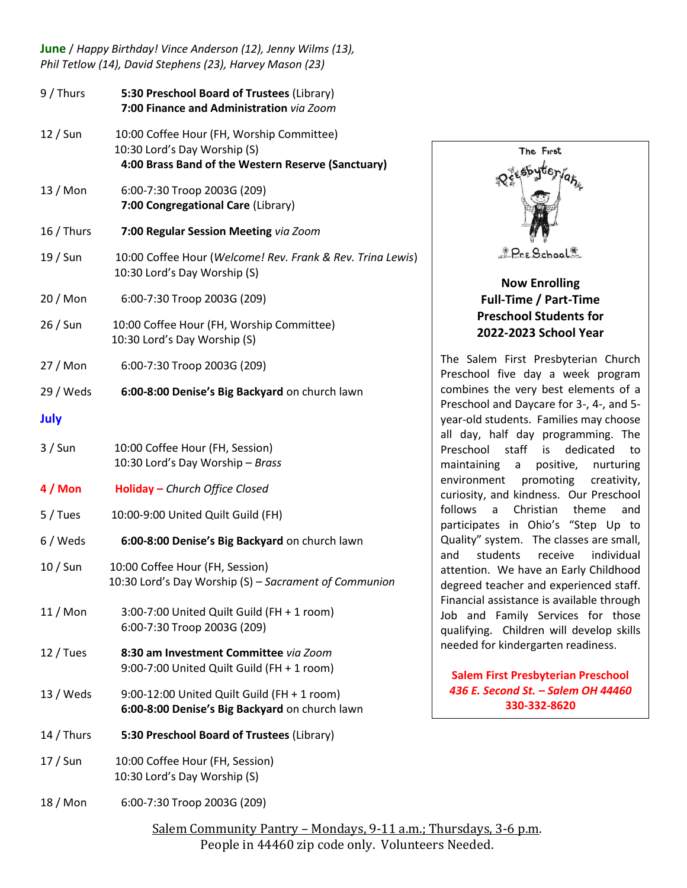**June** / *Happy Birthday! Vince Anderson (12), Jenny Wilms (13), Phil Tetlow (14), David Stephens (23), Harvey Mason (23)*

| | |
|---|---|
| 9 / Thurs | **5:30 Preschool Board of Trustees** (Library)<br>**7:00 Finance and Administration** *via Zoom* |
| 12 / Sun | 10:00 Coffee Hour (FH, Worship Committee)<br>10:30 Lord's Day Worship (S)<br>**4:00 Brass Band of the Western Reserve (Sanctuary)** |
| 13 / Mon | 6:00-7:30 Troop 2003G (209)<br>**7:00 Congregational Care** (Library) |
| 16 / Thurs | **7:00 Regular Session Meeting** *via Zoom* |
| 19 / Sun | 10:00 Coffee Hour (*Welcome! Rev. Frank & Rev. Trina Lewis*)<br>10:30 Lord's Day Worship (S) |
| 20 / Mon | 6:00-7:30 Troop 2003G (209) |
| 26 / Sun | 10:00 Coffee Hour (FH, Worship Committee)<br>10:30 Lord's Day Worship (S) |
| 27 / Mon | 6:00-7:30 Troop 2003G (209) |
| 29 / Weds | **6:00-8:00 Denise's Big Backyard** on church lawn |

**July**

| | |
|---|---|
| 3 / Sun | 10:00 Coffee Hour (FH, Session)<br>10:30 Lord's Day Worship – *Brass* |
| **4 / Mon** | **Holiday –** *Church Office Closed* |
| 5 / Tues | 10:00-9:00 United Quilt Guild (FH) |
| 6 / Weds | **6:00-8:00 Denise's Big Backyard** on church lawn |
| 10 / Sun | 10:00 Coffee Hour (FH, Session)<br>10:30 Lord's Day Worship (S) – *Sacrament of Communion* |
| 11 / Mon | 3:00-7:00 United Quilt Guild (FH + 1 room)<br>6:00-7:30 Troop 2003G (209) |
| 12 / Tues | **8:30 am Investment Committee** *via Zoom*<br>9:00-7:00 United Quilt Guild (FH + 1 room) |
| 13 / Weds | 9:00-12:00 United Quilt Guild (FH + 1 room)<br>**6:00-8:00 Denise's Big Backyard** on church lawn |
| 14 / Thurs | **5:30 Preschool Board of Trustees** (Library) |
| 17 / Sun | 10:00 Coffee Hour (FH, Session)<br>10:30 Lord's Day Worship (S) |
| 18 / Mon | 6:00-7:30 Troop 2003G (209) |

The First Presbyterian PreSchool

**Now Enrolling**
**Full-Time / Part-Time**
**Preschool Students for**
**2022-2023 School Year**

The Salem First Presbyterian Church Preschool five day a week program combines the very best elements of a Preschool and Daycare for 3-, 4-, and 5-year-old students. Families may choose all day, half day programming. The Preschool staff is dedicated to maintaining a positive, nurturing environment promoting creativity, curiosity, and kindness. Our Preschool follows a Christian theme and participates in Ohio's "Step Up to Quality" system. The classes are small, and students receive individual attention. We have an Early Childhood degreed teacher and experienced staff. Financial assistance is available through Job and Family Services for those qualifying. Children will develop skills needed for kindergarten readiness.

**Salem First Presbyterian Preschool**
***436 E. Second St. – Salem OH 44460***
**330-332-8620**

Salem Community Pantry – Mondays, 9-11 a.m.; Thursdays, 3-6 p.m.
People in 44460 zip code only. Volunteers Needed.